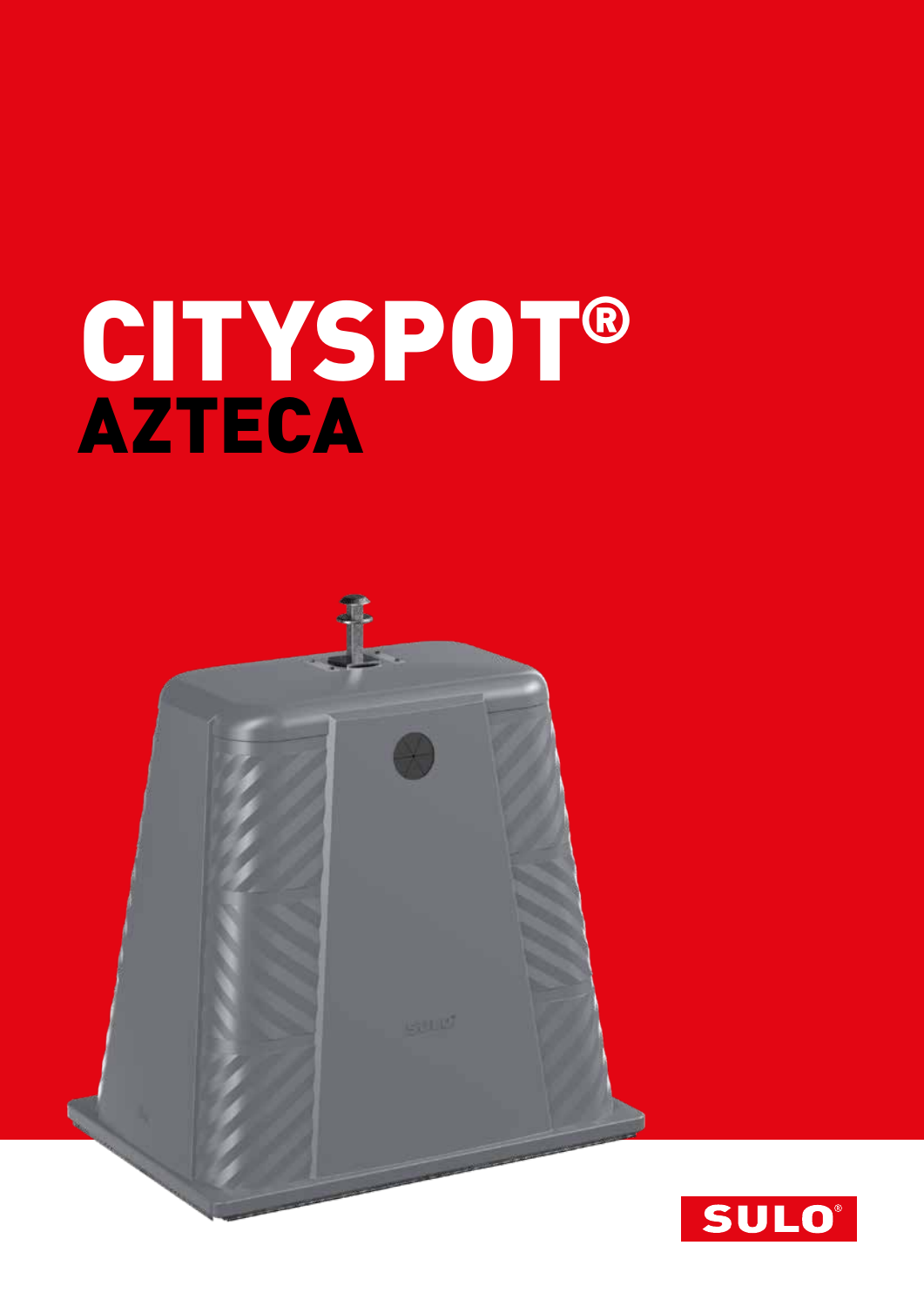# CITYSPOT®
## AZTECA

SULO®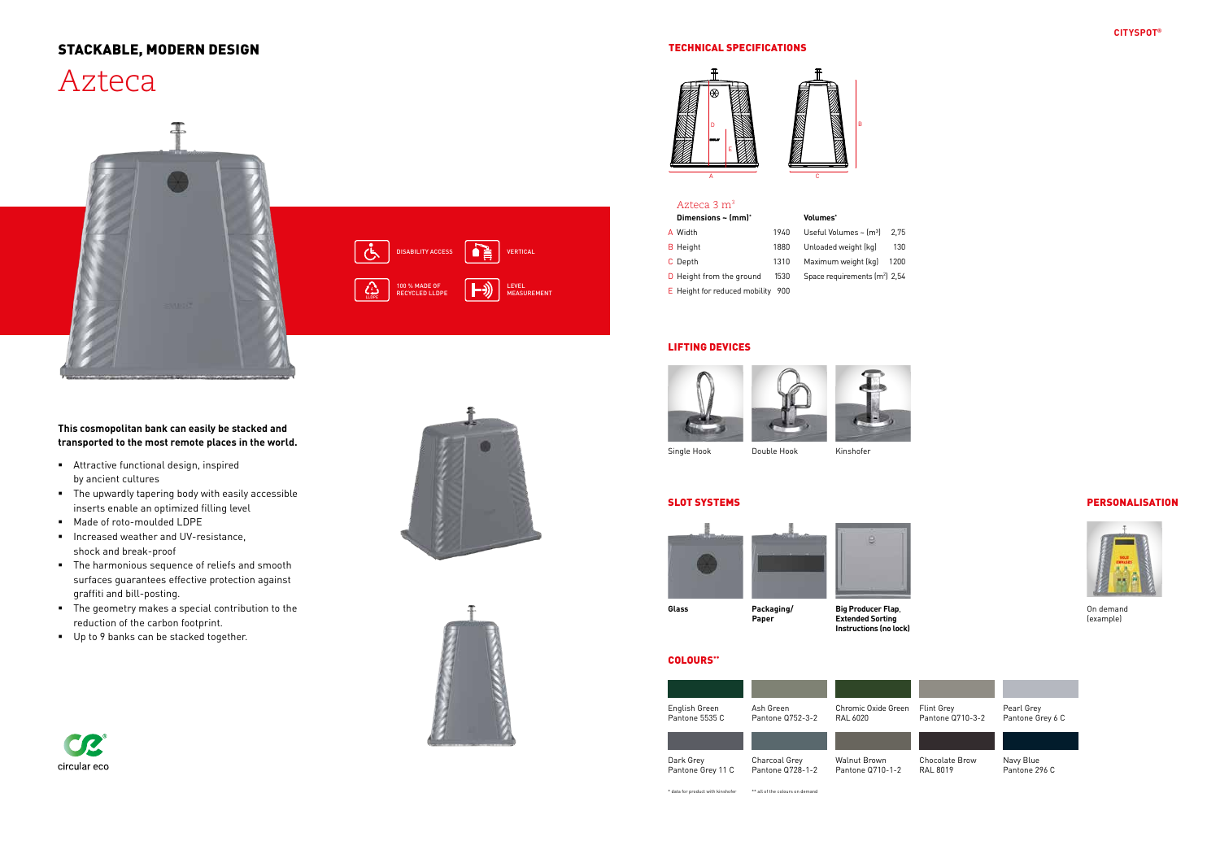## STACKABLE, MODERN DESIGN

# Azteca

DISABILITY ACCESS

VERTICAL

100 % MADE OF RECYCLED LLDPE

LEVEL MEASUREMENT

**This cosmopolitan bank can easily be stacked and transported to the most remote places in the world.**

- Attractive functional design, inspired by ancient cultures
- The upwardly tapering body with easily accessible inserts enable an optimized filling level
- Made of roto-moulded LDPE
- Increased weather and UV-resistance, shock and break-proof
- The harmonious sequence of reliefs and smooth surfaces guarantees effective protection against graffiti and bill-posting.
- The geometry makes a special contribution to the reduction of the carbon footprint.
- Up to 9 banks can be stacked together.

circular eco

## TECHNICAL SPECIFICATIONS

### Azteca 3 m³

| Dimensions ~ (mm)* | | Volumes* | |
|---|---|---|---|
| A Width | 1940 | Useful Volumes ~ (m³) | 2,75 |
| B Height | 1880 | Unloaded weight (kg) | 130 |
| C Depth | 1310 | Maximum weight (kg) | 1200 |
| D Height from the ground | 1530 | Space requirements (m²) | 2,54 |
| E Height for reduced mobility | 900 | | |

## LIFTING DEVICES

Single Hook

Double Hook

Kinshofer

## SLOT SYSTEMS

**Glass**

**Packaging/ Paper**

**Big Producer Flap**, **Extended Sorting Instructions (no lock)**

## PERSONALISATION

On demand (example)

## COLOURS**

| | | | | |
|---|---|---|---|---|
| English Green Pantone 5535 C | Ash Green Pantone Q752-3-2 | Chromic Oxide Green RAL 6020 | Flint Grey Pantone Q710-3-2 | Pearl Grey Pantone Grey 6 C |
| Dark Grey Pantone Grey 11 C | Charcoal Grey Pantone Q728-1-2 | Walnut Brown Pantone Q710-1-2 | Chocolate Brow RAL 8019 | Navy Blue Pantone 296 C |

* data for product with kinshofer ** all of the colours on demand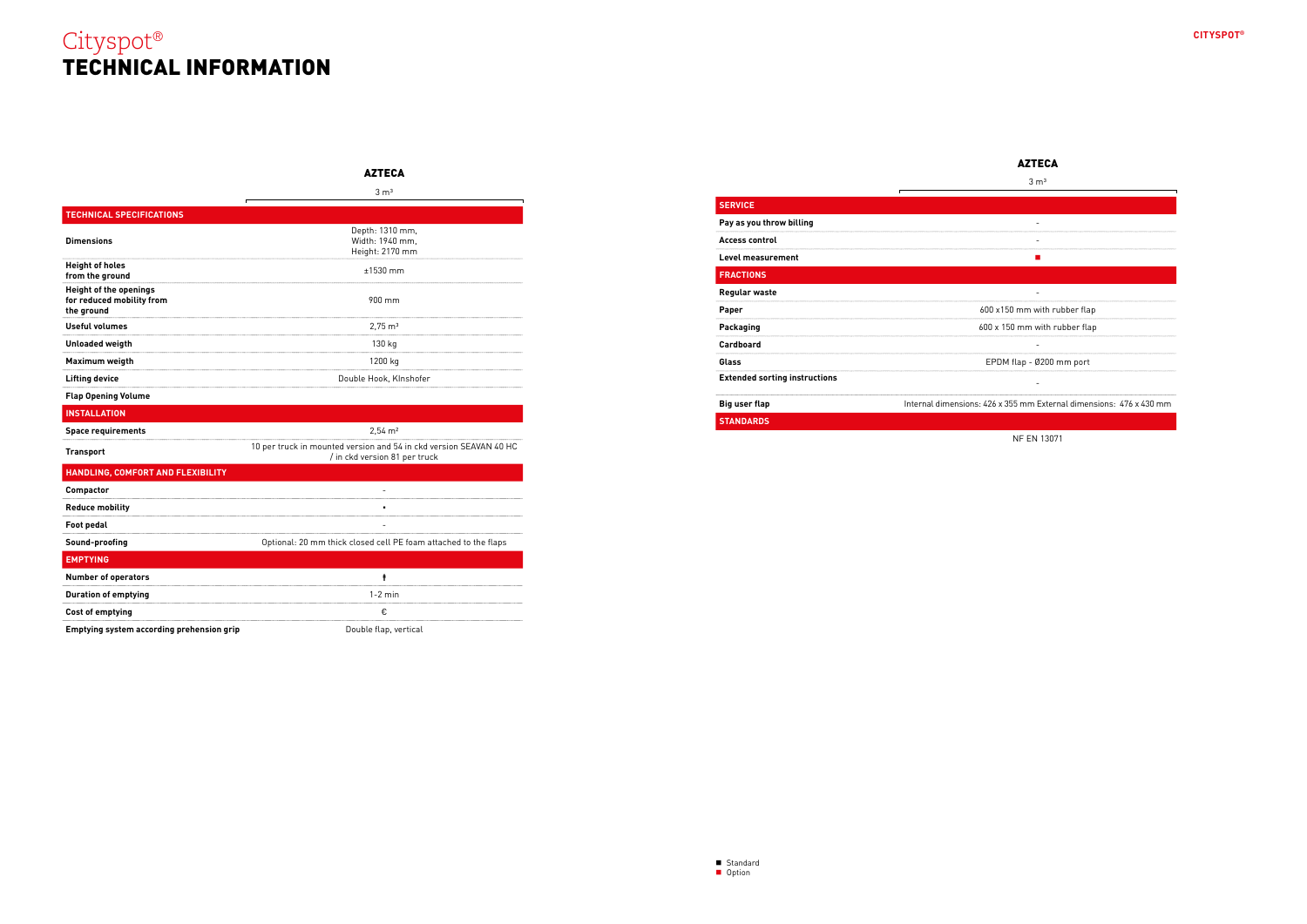# Cityspot®
# TECHNICAL INFORMATION

| | AZTECA |
|---|---|
| | 3 m³ |
| **TECHNICAL SPECIFICATIONS** | |
| **Dimensions** | Depth: 1310 mm, Width: 1940 mm, Height: 2170 mm |
| **Height of holes from the ground** | ±1530 mm |
| **Height of the openings for reduced mobility from the ground** | 900 mm |
| **Useful volumes** | 2,75 m³ |
| **Unloaded weigth** | 130 kg |
| **Maximum weigth** | 1200 kg |
| **Lifting device** | Double Hook, Kinshofer |
| **Flap Opening Volume** | |
| **INSTALLATION** | |
| **Space requirements** | 2,54 m² |
| **Transport** | 10 per truck in mounted version and 54 in ckd version SEAVAN 40 HC / in ckd version 81 per truck |
| **HANDLING, COMFORT AND FLEXIBILITY** | |
| **Compactor** | - |
| **Reduce mobility** | • |
| **Foot pedal** | - |
| **Sound-proofing** | Optional: 20 mm thick closed cell PE foam attached to the flaps |
| **EMPTYING** | |
| **Number of operators** | 🚹 |
| **Duration of emptying** | 1-2 min |
| **Cost of emptying** | € |
| **Emptying system according prehension grip** | Double flap, vertical |

| | AZTECA |
|---|---|
| | 3 m³ |
| **SERVICE** | |
| **Pay as you throw billing** | - |
| **Access control** | - |
| **Level measurement** | ■ |
| **FRACTIONS** | |
| **Regular waste** | - |
| **Paper** | 600 x150 mm with rubber flap |
| **Packaging** | 600 x 150 mm with rubber flap |
| **Cardboard** | - |
| **Glass** | EPDM flap - Ø200 mm port |
| **Extended sorting instructions** | - |
| **Big user flap** | Internal dimensions: 426 x 355 mm External dimensions: 476 x 430 mm |
| **STANDARDS** | |
| | NF EN 13071 |

■ Standard
■ Option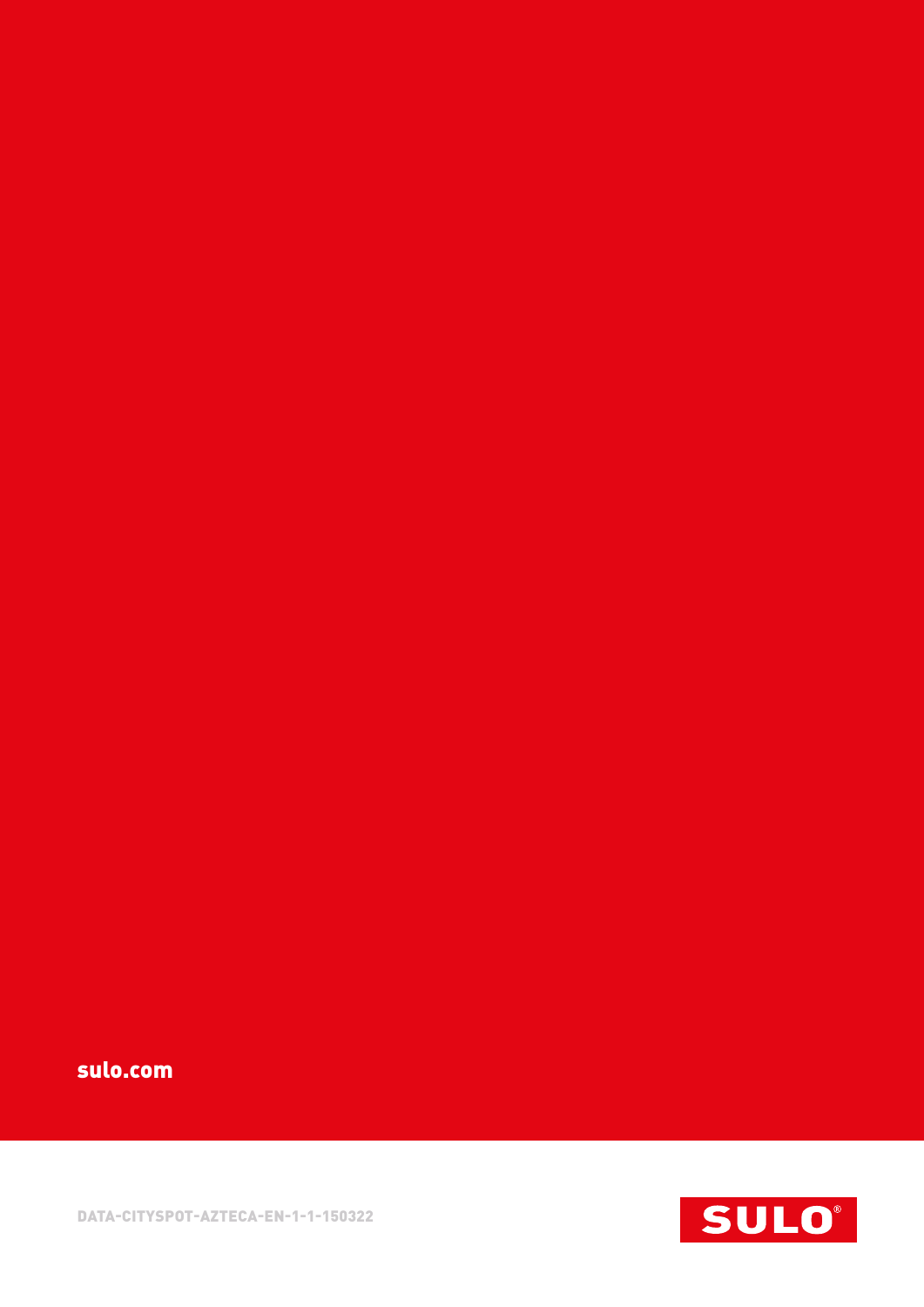sulo.com

DATA-CITYSPOT-AZTECA-EN-1-1-150322

SULO®